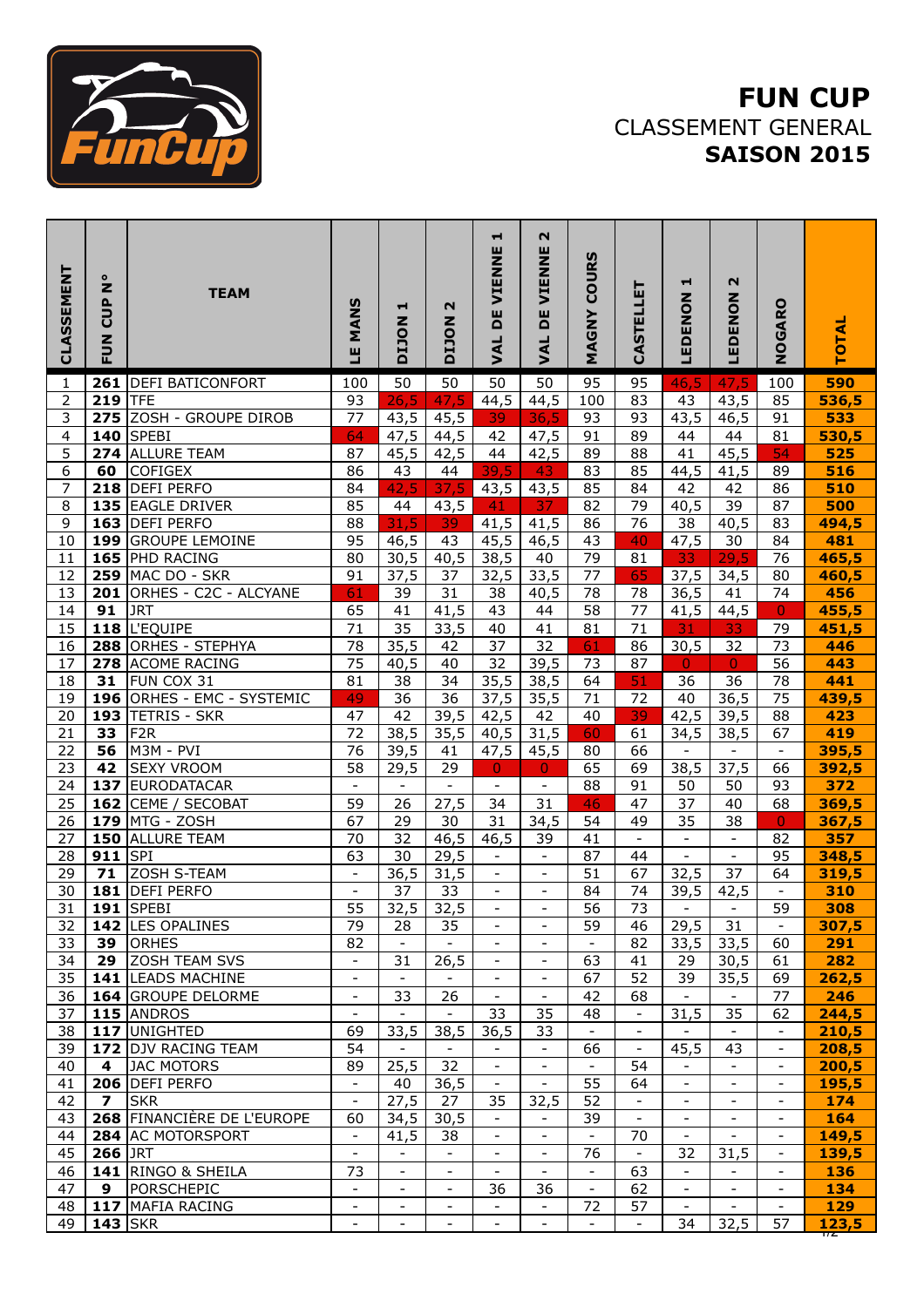# FUN CUP

CLASSEMENT GENERAL

**SAISON 2015**

| CLASSEMENT | FUN CUP N° | TEAM | LE MANS | DIJON 1 | DIJON 2 | VAL DE VIENNE 1 | VAL DE VIENNE 2 | MAGNY COURS | CASTELLET | LEDENON 1 | LEDENON 2 | NOGARO | TOTAL |
|---|---|---|---|---|---|---|---|---|---|---|---|---|---|
| 1 | **261** | DEFI BATICONFORT | 100 | 50 | 50 | 50 | 50 | 95 | 95 | 46,5 | 47,5 | 100 | **590** |
| 2 | **219** | TFE | 93 | 26,5 | 47,5 | 44,5 | 44,5 | 100 | 83 | 43 | 43,5 | 85 | **536,5** |
| 3 | **275** | ZOSH - GROUPE DIROB | 77 | 43,5 | 45,5 | 39 | 36,5 | 93 | 93 | 43,5 | 46,5 | 91 | **533** |
| 4 | **140** | SPEBI | 64 | 47,5 | 44,5 | 42 | 47,5 | 91 | 89 | 44 | 44 | 81 | **530,5** |
| 5 | **274** | ALLURE TEAM | 87 | 45,5 | 42,5 | 44 | 42,5 | 89 | 88 | 41 | 45,5 | 54 | **525** |
| 6 | **60** | COFIGEX | 86 | 43 | 44 | 39,5 | 43 | 83 | 85 | 44,5 | 41,5 | 89 | **516** |
| 7 | **218** | DEFI PERFO | 84 | 42,5 | 37,5 | 43,5 | 43,5 | 85 | 84 | 42 | 42 | 86 | **510** |
| 8 | **135** | EAGLE DRIVER | 85 | 44 | 43,5 | 41 | 37 | 82 | 79 | 40,5 | 39 | 87 | **500** |
| 9 | **163** | DEFI PERFO | 88 | 31,5 | 39 | 41,5 | 41,5 | 86 | 76 | 38 | 40,5 | 83 | **494,5** |
| 10 | **199** | GROUPE LEMOINE | 95 | 46,5 | 43 | 45,5 | 46,5 | 43 | 40 | 47,5 | 30 | 84 | **481** |
| 11 | **165** | PHD RACING | 80 | 30,5 | 40,5 | 38,5 | 40 | 79 | 81 | 33 | 29,5 | 76 | **465,5** |
| 12 | **259** | MAC DO - SKR | 91 | 37,5 | 37 | 32,5 | 33,5 | 77 | 65 | 37,5 | 34,5 | 80 | **460,5** |
| 13 | **201** | ORHES - C2C - ALCYANE | 61 | 39 | 31 | 38 | 40,5 | 78 | 78 | 36,5 | 41 | 74 | **456** |
| 14 | **91** | JRT | 65 | 41 | 41,5 | 43 | 44 | 58 | 77 | 41,5 | 44,5 | 0 | **455,5** |
| 15 | **118** | L'EQUIPE | 71 | 35 | 33,5 | 40 | 41 | 81 | 71 | 31 | 33 | 79 | **451,5** |
| 16 | **288** | ORHES - STEPHYA | 78 | 35,5 | 42 | 37 | 32 | 61 | 86 | 30,5 | 32 | 73 | **446** |
| 17 | **278** | ACOME RACING | 75 | 40,5 | 40 | 32 | 39,5 | 73 | 87 | 0 | 0 | 56 | **443** |
| 18 | **31** | FUN COX 31 | 81 | 38 | 34 | 35,5 | 38,5 | 64 | 51 | 36 | 36 | 78 | **441** |
| 19 | **196** | ORHES - EMC - SYSTEMIC | 49 | 36 | 36 | 37,5 | 35,5 | 71 | 72 | 40 | 36,5 | 75 | **439,5** |
| 20 | **193** | TETRIS - SKR | 47 | 42 | 39,5 | 42,5 | 42 | 40 | 39 | 42,5 | 39,5 | 88 | **423** |
| 21 | **33** | F2R | 72 | 38,5 | 35,5 | 40,5 | 31,5 | 60 | 61 | 34,5 | 38,5 | 67 | **419** |
| 22 | **56** | M3M - PVI | 76 | 39,5 | 41 | 47,5 | 45,5 | 80 | 66 | - | - | - | **395,5** |
| 23 | **42** | SEXY VROOM | 58 | 29,5 | 29 | 0 | 0 | 65 | 69 | 38,5 | 37,5 | 66 | **392,5** |
| 24 | **137** | EURODATACAR | - | - | - | - | - | 88 | 91 | 50 | 50 | 93 | **372** |
| 25 | **162** | CEME / SECOBAT | 59 | 26 | 27,5 | 34 | 31 | 46 | 47 | 37 | 40 | 68 | **369,5** |
| 26 | **179** | MTG - ZOSH | 67 | 29 | 30 | 31 | 34,5 | 54 | 49 | 35 | 38 | 0 | **367,5** |
| 27 | **150** | ALLURE TEAM | 70 | 32 | 46,5 | 46,5 | 39 | 41 | - | - | - | 82 | **357** |
| 28 | **911** | SPI | 63 | 30 | 29,5 | - | - | 87 | 44 | - | - | 95 | **348,5** |
| 29 | **71** | ZOSH S-TEAM | - | 36,5 | 31,5 | - | - | 51 | 67 | 32,5 | 37 | 64 | **319,5** |
| 30 | **181** | DEFI PERFO | - | 37 | 33 | - | - | 84 | 74 | 39,5 | 42,5 | - | **310** |
| 31 | **191** | SPEBI | 55 | 32,5 | 32,5 | - | - | 56 | 73 | - | - | 59 | **308** |
| 32 | **142** | LES OPALINES | 79 | 28 | 35 | - | - | 59 | 46 | 29,5 | 31 | - | **307,5** |
| 33 | **39** | ORHES | 82 | - | - | - | - | - | 82 | 33,5 | 33,5 | 60 | **291** |
| 34 | **29** | ZOSH TEAM SVS | - | 31 | 26,5 | - | - | 63 | 41 | 29 | 30,5 | 61 | **282** |
| 35 | **141** | LEADS MACHINE | - | - | - | - | - | 67 | 52 | 39 | 35,5 | 69 | **262,5** |
| 36 | **164** | GROUPE DELORME | - | 33 | 26 | - | - | 42 | 68 | - | - | 77 | **246** |
| 37 | **115** | ANDROS | - | - | - | 33 | 35 | 48 | - | 31,5 | 35 | 62 | **244,5** |
| 38 | **117** | UNIGHTED | 69 | 33,5 | 38,5 | 36,5 | 33 | - | - | - | - | - | **210,5** |
| 39 | **172** | DJV RACING TEAM | 54 | - | - | - | - | 66 | - | 45,5 | 43 | - | **208,5** |
| 40 | **4** | JAC MOTORS | 89 | 25,5 | 32 | - | - | - | 54 | - | - | - | **200,5** |
| 41 | **206** | DEFI PERFO | - | 40 | 36,5 | - | - | 55 | 64 | - | - | - | **195,5** |
| 42 | **7** | SKR | - | 27,5 | 27 | 35 | 32,5 | 52 | - | - | - | - | **174** |
| 43 | **268** | FINANCIÈRE DE L'EUROPE | 60 | 34,5 | 30,5 | - | - | 39 | - | - | - | - | **164** |
| 44 | **284** | AC MOTORSPORT | - | 41,5 | 38 | - | - | - | 70 | - | - | - | **149,5** |
| 45 | **266** | JRT | - | - | - | - | - | 76 | - | 32 | 31,5 | - | **139,5** |
| 46 | **141** | RINGO & SHEILA | 73 | - | - | - | - | - | 63 | - | - | - | **136** |
| 47 | **9** | PORSCHEPIC | - | - | - | 36 | 36 | - | 62 | - | - | - | **134** |
| 48 | **117** | MAFIA RACING | - | - | - | - | - | 72 | 57 | - | - | - | **129** |
| 49 | **143** | SKR | - | - | - | - | - | - | - | 34 | 32,5 | 57 | **123,5** |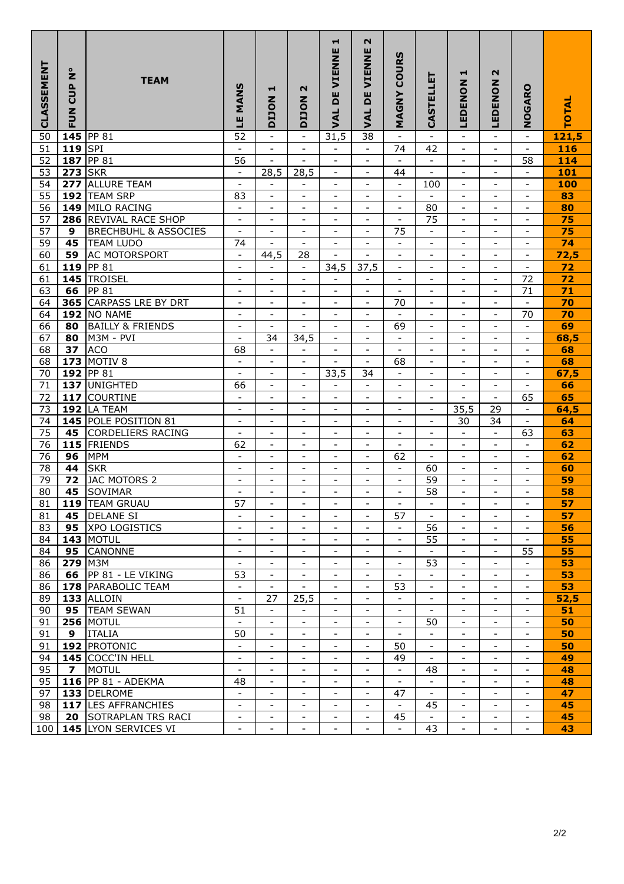| CLASSEMENT | FUN CUP N° | TEAM | LE MANS | DIJON 1 | DIJON 2 | VAL DE VIENNE 1 | VAL DE VIENNE 2 | MAGNY COURS | CASTELLET | LEDENON 1 | LEDENON 2 | NOGARO | TOTAL |
|---|---|---|---|---|---|---|---|---|---|---|---|---|---|
| 50 | **145** | PP 81 | 52 | - | - | 31,5 | 38 | - | - | - | - | - | **121,5** |
| 51 | **119** | SPI | - | - | - | - | - | 74 | 42 | - | - | - | **116** |
| 52 | **187** | PP 81 | 56 | - | - | - | - | - | - | - | - | 58 | **114** |
| 53 | **273** | SKR | - | 28,5 | 28,5 | - | - | 44 | - | - | - | - | **101** |
| 54 | **277** | ALLURE TEAM | - | - | - | - | - | - | 100 | - | - | - | **100** |
| 55 | **192** | TEAM SRP | 83 | - | - | - | - | - | - | - | - | - | **83** |
| 56 | **149** | MILO RACING | - | - | - | - | - | - | 80 | - | - | - | **80** |
| 57 | **286** | REVIVAL RACE SHOP | - | - | - | - | - | - | 75 | - | - | - | **75** |
| 57 | **9** | BRECHBUHL & ASSOCIES | - | - | - | - | - | 75 | - | - | - | - | **75** |
| 59 | **45** | TEAM LUDO | 74 | - | - | - | - | - | - | - | - | - | **74** |
| 60 | **59** | AC MOTORSPORT | - | 44,5 | 28 | - | - | - | - | - | - | - | **72,5** |
| 61 | **119** | PP 81 | - | - | - | 34,5 | 37,5 | - | - | - | - | - | **72** |
| 61 | **145** | TROISEL | - | - | - | - | - | - | - | - | - | 72 | **72** |
| 63 | **66** | PP 81 | - | - | - | - | - | - | - | - | - | 71 | **71** |
| 64 | **365** | CARPASS LRE BY DRT | - | - | - | - | - | 70 | - | - | - | - | **70** |
| 64 | **192** | NO NAME | - | - | - | - | - | - | - | - | - | 70 | **70** |
| 66 | **80** | BAILLY & FRIENDS | - | - | - | - | - | 69 | - | - | - | - | **69** |
| 67 | **80** | M3M - PVI | - | 34 | 34,5 | - | - | - | - | - | - | - | **68,5** |
| 68 | **37** | ACO | 68 | - | - | - | - | - | - | - | - | - | **68** |
| 68 | **173** | MOTIV 8 | - | - | - | - | - | 68 | - | - | - | - | **68** |
| 70 | **192** | PP 81 | - | - | - | 33,5 | 34 | - | - | - | - | - | **67,5** |
| 71 | **137** | UNIGHTED | 66 | - | - | - | - | - | - | - | - | - | **66** |
| 72 | **117** | COURTINE | - | - | - | - | - | - | - | - | - | 65 | **65** |
| 73 | **192** | LA TEAM | - | - | - | - | - | - | - | 35,5 | 29 | - | **64,5** |
| 74 | **145** | POLE POSITION 81 | - | - | - | - | - | - | - | 30 | 34 | - | **64** |
| 75 | **45** | CORDELIERS RACING | - | - | - | - | - | - | - | - | - | 63 | **63** |
| 76 | **115** | FRIENDS | 62 | - | - | - | - | - | - | - | - | - | **62** |
| 76 | **96** | MPM | - | - | - | - | - | 62 | - | - | - | - | **62** |
| 78 | **44** | SKR | - | - | - | - | - | - | 60 | - | - | - | **60** |
| 79 | **72** | JAC MOTORS 2 | - | - | - | - | - | - | 59 | - | - | - | **59** |
| 80 | **45** | SOVIMAR | - | - | - | - | - | - | 58 | - | - | - | **58** |
| 81 | **119** | TEAM GRUAU | 57 | - | - | - | - | - | - | - | - | - | **57** |
| 81 | **45** | DELANE SI | - | - | - | - | - | 57 | - | - | - | - | **57** |
| 83 | **95** | XPO LOGISTICS | - | - | - | - | - | - | 56 | - | - | - | **56** |
| 84 | **143** | MOTUL | - | - | - | - | - | - | 55 | - | - | - | **55** |
| 84 | **95** | CANONNE | - | - | - | - | - | - | - | - | - | 55 | **55** |
| 86 | **279** | M3M | - | - | - | - | - | - | 53 | - | - | - | **53** |
| 86 | **66** | PP 81 - LE VIKING | 53 | - | - | - | - | - | - | - | - | - | **53** |
| 86 | **178** | PARABOLIC TEAM | - | - | - | - | - | 53 | - | - | - | - | **53** |
| 89 | **133** | ALLOIN | - | 27 | 25,5 | - | - | - | - | - | - | - | **52,5** |
| 90 | **95** | TEAM SEWAN | 51 | - | - | - | - | - | - | - | - | - | **51** |
| 91 | **256** | MOTUL | - | - | - | - | - | - | 50 | - | - | - | **50** |
| 91 | **9** | ITALIA | 50 | - | - | - | - | - | - | - | - | - | **50** |
| 91 | **192** | PROTONIC | - | - | - | - | - | 50 | - | - | - | - | **50** |
| 94 | **145** | COCC'IN HELL | - | - | - | - | - | 49 | - | - | - | - | **49** |
| 95 | **7** | MOTUL | - | - | - | - | - | - | 48 | - | - | - | **48** |
| 95 | **116** | PP 81 - ADEKMA | 48 | - | - | - | - | - | - | - | - | - | **48** |
| 97 | **133** | DELROME | - | - | - | - | - | 47 | - | - | - | - | **47** |
| 98 | **117** | LES AFFRANCHIES | - | - | - | - | - | - | 45 | - | - | - | **45** |
| 98 | **20** | SOTRAPLAN TRS RACI | - | - | - | - | - | 45 | - | - | - | - | **45** |
| 100 | **145** | LYON SERVICES VI | - | - | - | - | - | - | 43 | - | - | - | **43** |